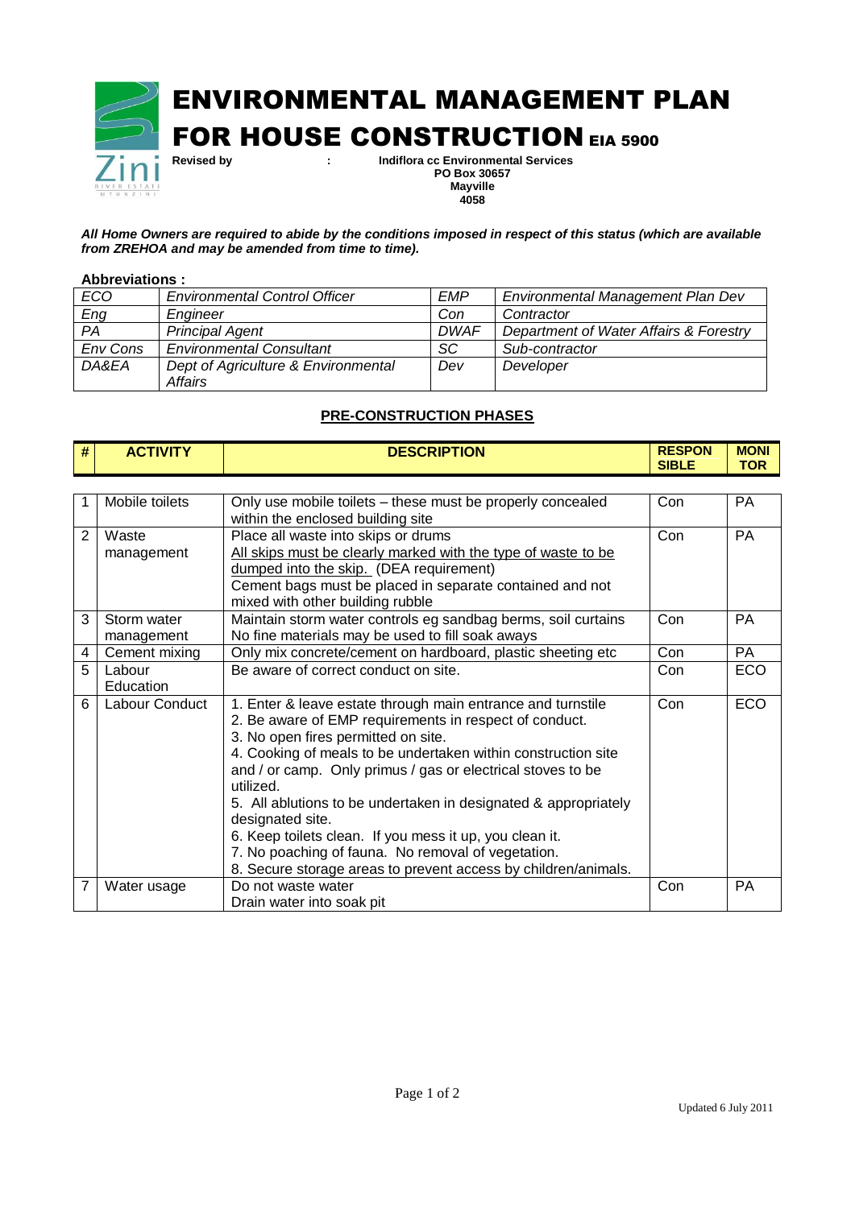# ENVIRONMENTAL MANAGEMENT PLAN FOR HOUSE CONSTRUCTION EIA 5900

**Revised by : Indiflora cc Environmental Services**
**PO Box 30657**
**Mayville**
**4058**

***All Home Owners are required to abide by the conditions imposed in respect of this status (which are available from ZREHOA and may be amended from time to time).***

**Abbreviations :**

| | | | |
|---|---|---|---|
| *ECO* | *Environmental Control Officer* | *EMP* | *Environmental Management Plan Dev* |
| *Eng* | *Engineer* | *Con* | *Contractor* |
| *PA* | *Principal Agent* | *DWAF* | *Department of Water Affairs & Forestry* |
| *Env Cons* | *Environmental Consultant* | *SC* | *Sub-contractor* |
| *DA&EA* | *Dept of Agriculture & Environmental Affairs* | *Dev* | *Developer* |

## PRE-CONSTRUCTION PHASES

| # | ACTIVITY | DESCRIPTION | RESPONSIBLE | MONITOR |
|---|---|---|---|---|
| 1 | Mobile toilets | Only use mobile toilets – these must be properly concealed within the enclosed building site | Con | PA |
| 2 | Waste management | Place all waste into skips or drums<br>All skips must be clearly marked with the type of waste to be dumped into the skip. (DEA requirement)<br>Cement bags must be placed in separate contained and not mixed with other building rubble | Con | PA |
| 3 | Storm water management | Maintain storm water controls eg sandbag berms, soil curtains<br>No fine materials may be used to fill soak aways | Con | PA |
| 4 | Cement mixing | Only mix concrete/cement on hardboard, plastic sheeting etc | Con | PA |
| 5 | Labour Education | Be aware of correct conduct on site. | Con | ECO |
| 6 | Labour Conduct | 1. Enter & leave estate through main entrance and turnstile<br>2. Be aware of EMP requirements in respect of conduct.<br>3. No open fires permitted on site.<br>4. Cooking of meals to be undertaken within construction site and / or camp. Only primus / gas or electrical stoves to be utilized.<br>5. All ablutions to be undertaken in designated & appropriately designated site.<br>6. Keep toilets clean. If you mess it up, you clean it.<br>7. No poaching of fauna. No removal of vegetation.<br>8. Secure storage areas to prevent access by children/animals. | Con | ECO |
| 7 | Water usage | Do not waste water<br>Drain water into soak pit | Con | PA |

Updated 6 July 2011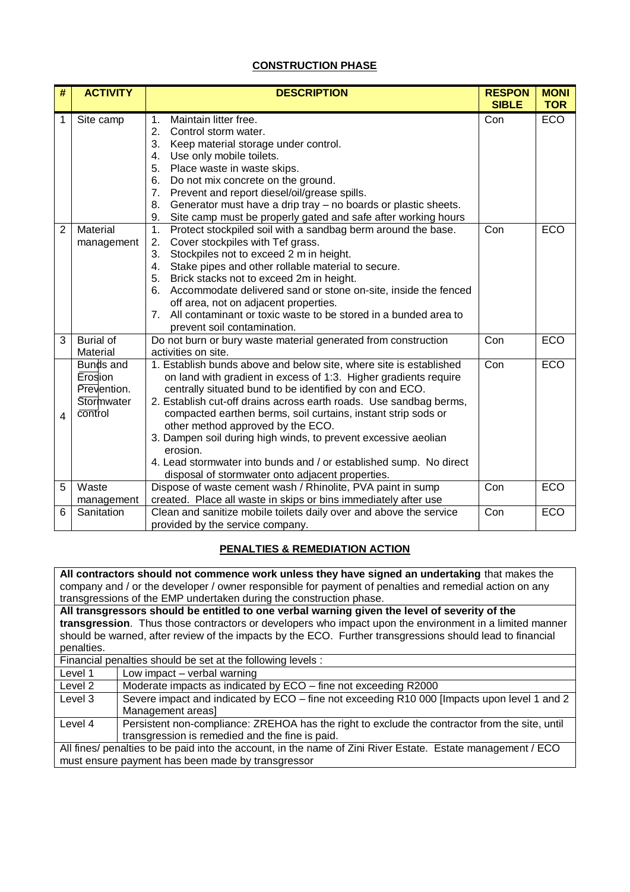## CONSTRUCTION PHASE

| # | ACTIVITY | DESCRIPTION | RESPONSIBLE | MONITOR |
|---|---|---|---|---|
| 1 | Site camp | 1. Maintain litter free.<br>2. Control storm water.<br>3. Keep material storage under control.<br>4. Use only mobile toilets.<br>5. Place waste in waste skips.<br>6. Do not mix concrete on the ground.<br>7. Prevent and report diesel/oil/grease spills.<br>8. Generator must have a drip tray – no boards or plastic sheets.<br>9. Site camp must be properly gated and safe after working hours | Con | ECO |
| 2 | Material management | 1. Protect stockpiled soil with a sandbag berm around the base.<br>2. Cover stockpiles with Tef grass.<br>3. Stockpiles not to exceed 2 m in height.<br>4. Stake pipes and other rollable material to secure.<br>5. Brick stacks not to exceed 2m in height.<br>6. Accommodate delivered sand or stone on-site, inside the fenced off area, not on adjacent properties.<br>7. All contaminant or toxic waste to be stored in a bunded area to prevent soil contamination. | Con | ECO |
| 3 | Burial of Material | Do not burn or bury waste material generated from construction activities on site. | Con | ECO |
| 4 | Bunds and Erosion Prevention. Stormwater control | 1. Establish bunds above and below site, where site is established on land with gradient in excess of 1:3. Higher gradients require centrally situated bund to be identified by con and ECO.<br>2. Establish cut-off drains across earth roads. Use sandbag berms, compacted earthen berms, soil curtains, instant strip sods or other method approved by the ECO.<br>3. Dampen soil during high winds, to prevent excessive aeolian erosion.<br>4. Lead stormwater into bunds and / or established sump. No direct disposal of stormwater onto adjacent properties. | Con | ECO |
| 5 | Waste management | Dispose of waste cement wash / Rhinolite, PVA paint in sump created. Place all waste in skips or bins immediately after use | Con | ECO |
| 6 | Sanitation | Clean and sanitize mobile toilets daily over and above the service provided by the service company. | Con | ECO |

## PENALTIES & REMEDIATION ACTION

**All contractors should not commence work unless they have signed an undertaking** that makes the company and / or the developer / owner responsible for payment of penalties and remedial action on any transgressions of the EMP undertaken during the construction phase.

**All transgressors should be entitled to one verbal warning given the level of severity of the transgression**. Thus those contractors or developers who impact upon the environment in a limited manner should be warned, after review of the impacts by the ECO. Further transgressions should lead to financial penalties.

Financial penalties should be set at the following levels :

| | |
|---|---|
| Level 1 | Low impact – verbal warning |
| Level 2 | Moderate impacts as indicated by ECO – fine not exceeding R2000 |
| Level 3 | Severe impact and indicated by ECO – fine not exceeding R10 000 [Impacts upon level 1 and 2 Management areas] |
| Level 4 | Persistent non-compliance: ZREHOA has the right to exclude the contractor from the site, until transgression is remedied and the fine is paid. |

All fines/ penalties to be paid into the account, in the name of Zini River Estate. Estate management / ECO must ensure payment has been made by transgressor